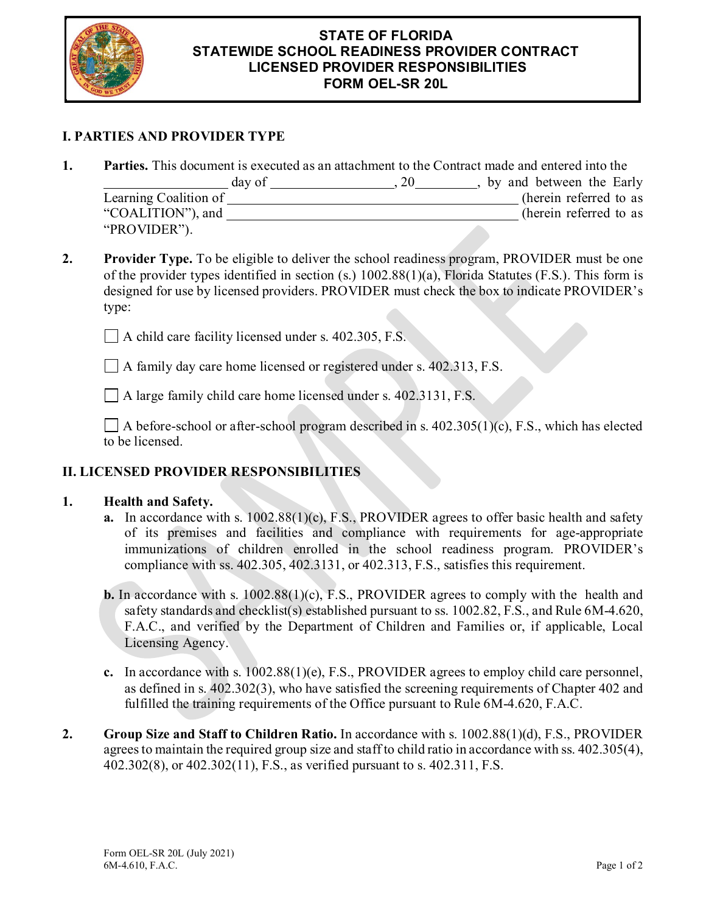# STATE OF FLORIDA
# STATEWIDE SCHOOL READINESS PROVIDER CONTRACT
# LICENSED PROVIDER RESPONSIBILITIES
# FORM OEL-SR 20L

## I. PARTIES AND PROVIDER TYPE

**1. Parties.** This document is executed as an attachment to the Contract made and entered into the \_\_\_\_\_\_\_\_\_\_\_\_\_\_\_\_\_\_ day of \_\_\_\_\_\_\_\_\_\_\_\_\_\_\_\_\_\_, 20\_\_\_\_\_\_\_\_\_, by and between the Early Learning Coalition of \_\_\_\_\_\_\_\_\_\_\_\_\_\_\_\_\_\_\_\_\_\_\_\_\_\_\_\_\_\_\_\_\_\_\_\_\_\_\_\_\_\_\_\_ (herein referred to as "COALITION"), and \_\_\_\_\_\_\_\_\_\_\_\_\_\_\_\_\_\_\_\_\_\_\_\_\_\_\_\_\_\_\_\_\_\_\_\_\_\_\_\_\_\_\_\_ (herein referred to as "PROVIDER").

**2. Provider Type.** To be eligible to deliver the school readiness program, PROVIDER must be one of the provider types identified in section (s.) 1002.88(1)(a), Florida Statutes (F.S.). This form is designed for use by licensed providers. PROVIDER must check the box to indicate PROVIDER's type:

☐ A child care facility licensed under s. 402.305, F.S.

☐ A family day care home licensed or registered under s. 402.313, F.S.

☐ A large family child care home licensed under s. 402.3131, F.S.

☐ A before-school or after-school program described in s. 402.305(1)(c), F.S., which has elected to be licensed.

## II. LICENSED PROVIDER RESPONSIBILITIES

**1. Health and Safety.**

**a.** In accordance with s. 1002.88(1)(c), F.S., PROVIDER agrees to offer basic health and safety of its premises and facilities and compliance with requirements for age-appropriate immunizations of children enrolled in the school readiness program. PROVIDER's compliance with ss. 402.305, 402.3131, or 402.313, F.S., satisfies this requirement.

**b.** In accordance with s. 1002.88(1)(c), F.S., PROVIDER agrees to comply with the health and safety standards and checklist(s) established pursuant to ss. 1002.82, F.S., and Rule 6M-4.620, F.A.C., and verified by the Department of Children and Families or, if applicable, Local Licensing Agency.

**c.** In accordance with s. 1002.88(1)(e), F.S., PROVIDER agrees to employ child care personnel, as defined in s. 402.302(3), who have satisfied the screening requirements of Chapter 402 and fulfilled the training requirements of the Office pursuant to Rule 6M-4.620, F.A.C.

**2. Group Size and Staff to Children Ratio.** In accordance with s. 1002.88(1)(d), F.S., PROVIDER agrees to maintain the required group size and staff to child ratio in accordance with ss. 402.305(4), 402.302(8), or 402.302(11), F.S., as verified pursuant to s. 402.311, F.S.

Form OEL-SR 20L (July 2021)
6M-4.610, F.A.C.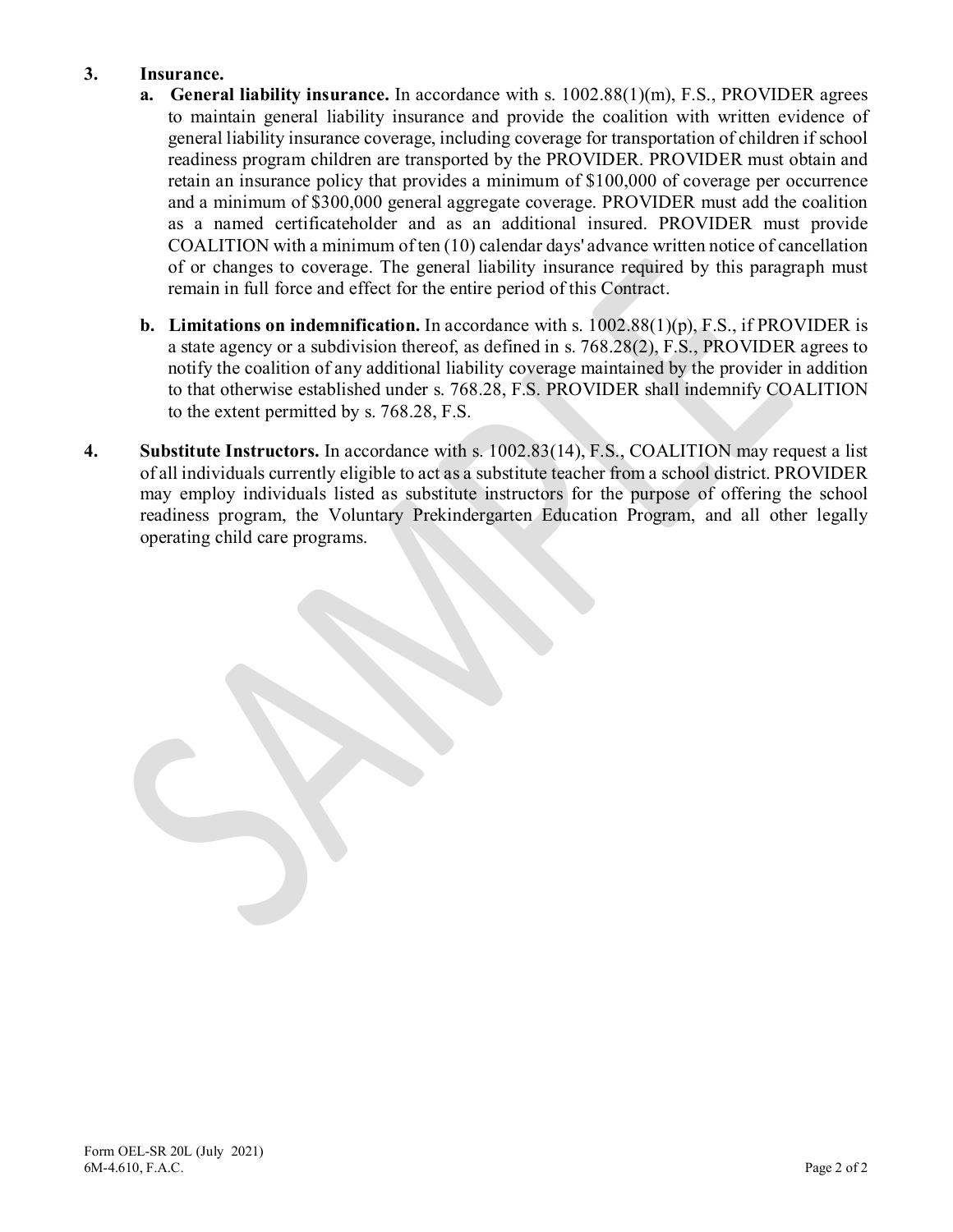**3. Insurance.**

**a. General liability insurance.** In accordance with s. 1002.88(1)(m), F.S., PROVIDER agrees to maintain general liability insurance and provide the coalition with written evidence of general liability insurance coverage, including coverage for transportation of children if school readiness program children are transported by the PROVIDER. PROVIDER must obtain and retain an insurance policy that provides a minimum of $100,000 of coverage per occurrence and a minimum of $300,000 general aggregate coverage. PROVIDER must add the coalition as a named certificateholder and as an additional insured. PROVIDER must provide COALITION with a minimum of ten (10) calendar days' advance written notice of cancellation of or changes to coverage. The general liability insurance required by this paragraph must remain in full force and effect for the entire period of this Contract.

**b. Limitations on indemnification.** In accordance with s. 1002.88(1)(p), F.S., if PROVIDER is a state agency or a subdivision thereof, as defined in s. 768.28(2), F.S., PROVIDER agrees to notify the coalition of any additional liability coverage maintained by the provider in addition to that otherwise established under s. 768.28, F.S. PROVIDER shall indemnify COALITION to the extent permitted by s. 768.28, F.S.

**4. Substitute Instructors.** In accordance with s. 1002.83(14), F.S., COALITION may request a list of all individuals currently eligible to act as a substitute teacher from a school district. PROVIDER may employ individuals listed as substitute instructors for the purpose of offering the school readiness program, the Voluntary Prekindergarten Education Program, and all other legally operating child care programs.

Form OEL-SR 20L (July 2021)
6M-4.610, F.A.C.